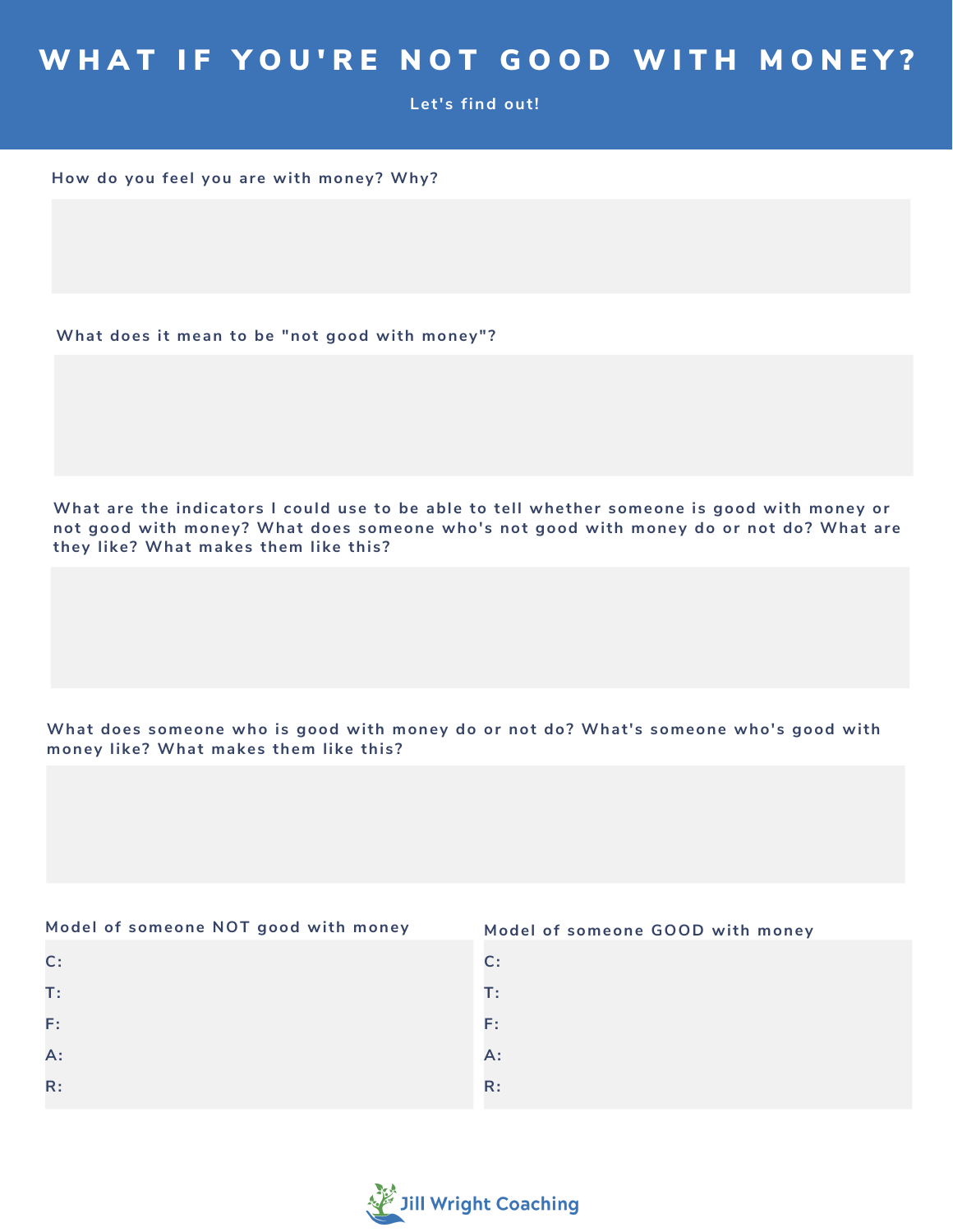# WHAT IF YOU'RE NOT GOOD WITH MONEY?

**Let's find out!**

**How do you feel you are with money? Why?**

**What does it mean to be "not good with money"?**

**What are the indicators I could use to be able to tell whether someone is good with money or not good with money? What does someone who's not good with money do or not do? What are they like? What makes them like this?**

**What does someone who is good with money do or not do? What's someone who's good with money like? What makes them like this?**

**Model of someone NOT good with money**

C:

T:

F:

A:

R:

**Model of someone GOOD with money**

C:

T:

F:

A:

R:

Jill Wright Coaching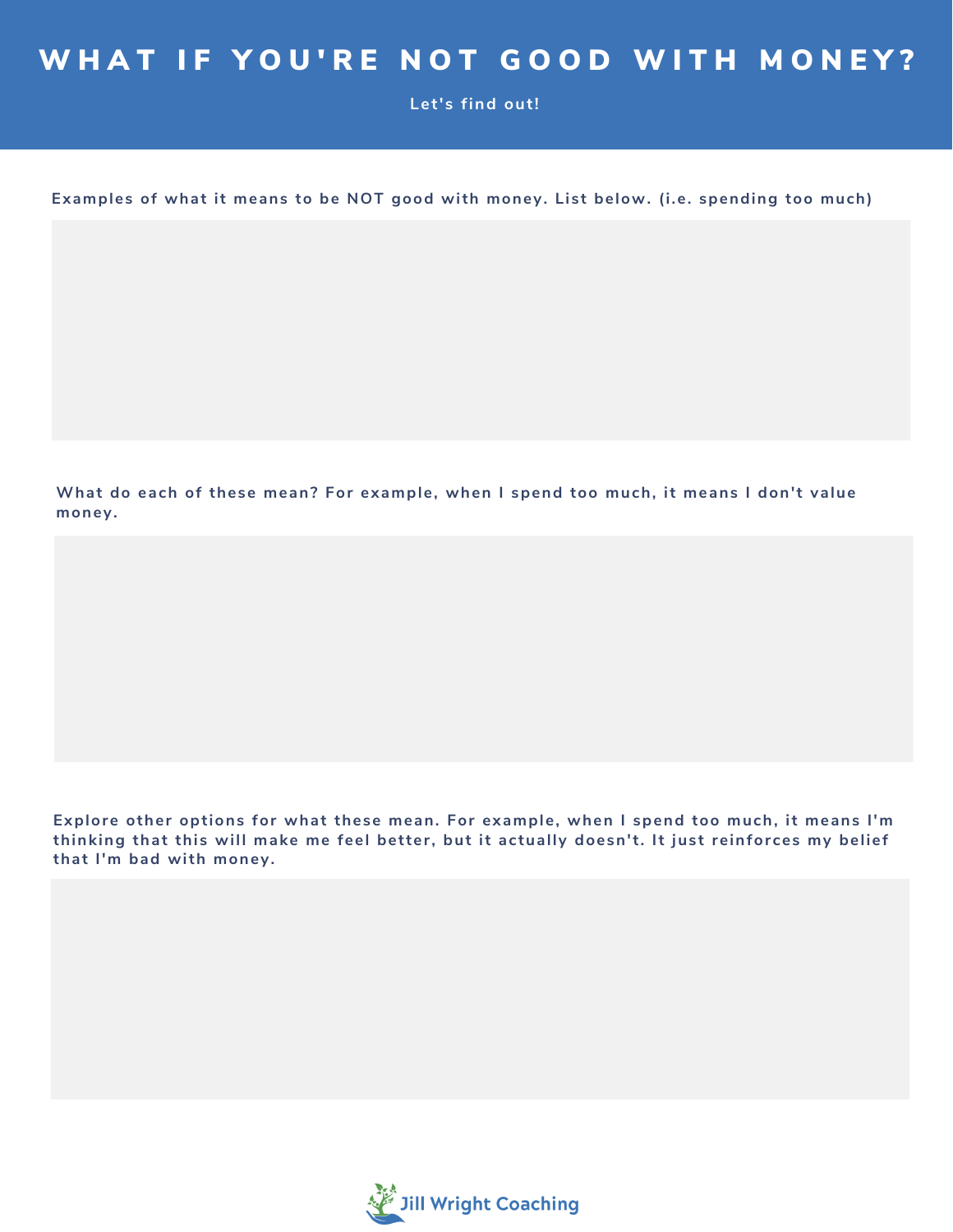# WHAT IF YOU'RE NOT GOOD WITH MONEY?

Let's find out!

Examples of what it means to be NOT good with money. List below. (i.e. spending too much)

What do each of these mean? For example, when I spend too much, it means I don't value money.

Explore other options for what these mean. For example, when I spend too much, it means I'm thinking that this will make me feel better, but it actually doesn't. It just reinforces my belief that I'm bad with money.

Jill Wright Coaching